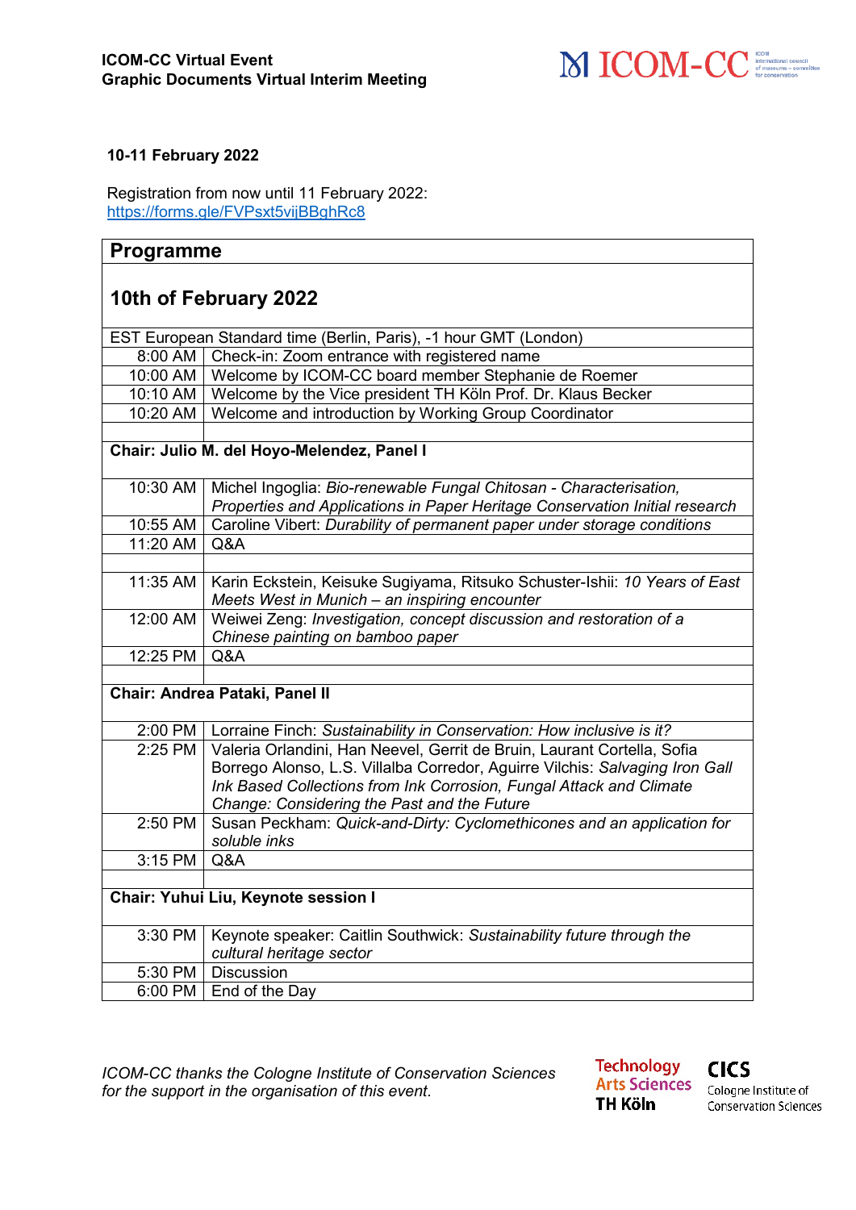**ICOM-CC Virtual Event**
**Graphic Documents Virtual Interim Meeting**

**10-11 February 2022**

Registration from now until 11 February 2022:
https://forms.gle/FVPsxt5vijBBghRc8

## Programme

### 10th of February 2022

| EST European Standard time (Berlin, Paris), -1 hour GMT (London) | |
|---|---|
| 8:00 AM | Check-in: Zoom entrance with registered name |
| 10:00 AM | Welcome by ICOM-CC board member Stephanie de Roemer |
| 10:10 AM | Welcome by the Vice president TH Köln Prof. Dr. Klaus Becker |
| 10:20 AM | Welcome and introduction by Working Group Coordinator |
| | |
| **Chair: Julio M. del Hoyo-Melendez, Panel I** | |
| 10:30 AM | Michel Ingoglia: *Bio-renewable Fungal Chitosan - Characterisation, Properties and Applications in Paper Heritage Conservation Initial research* |
| 10:55 AM | Caroline Vibert: *Durability of permanent paper under storage conditions* |
| 11:20 AM | Q&A |
| | |
| 11:35 AM | Karin Eckstein, Keisuke Sugiyama, Ritsuko Schuster-Ishii: *10 Years of East Meets West in Munich – an inspiring encounter* |
| 12:00 AM | Weiwei Zeng: *Investigation, concept discussion and restoration of a Chinese painting on bamboo paper* |
| 12:25 PM | Q&A |
| | |
| **Chair: Andrea Pataki, Panel II** | |
| 2:00 PM | Lorraine Finch: *Sustainability in Conservation: How inclusive is it?* |
| 2:25 PM | Valeria Orlandini, Han Neevel, Gerrit de Bruin, Laurant Cortella, Sofia Borrego Alonso, L.S. Villalba Corredor, Aguirre Vilchis: *Salvaging Iron Gall Ink Based Collections from Ink Corrosion, Fungal Attack and Climate Change: Considering the Past and the Future* |
| 2:50 PM | Susan Peckham: *Quick-and-Dirty: Cyclomethicones and an application for soluble inks* |
| 3:15 PM | Q&A |
| | |
| **Chair: Yuhui Liu, Keynote session I** | |
| 3:30 PM | Keynote speaker: Caitlin Southwick: *Sustainability future through the cultural heritage sector* |
| 5:30 PM | Discussion |
| 6:00 PM | End of the Day |

*ICOM-CC thanks the Cologne Institute of Conservation Sciences for the support in the organisation of this event.*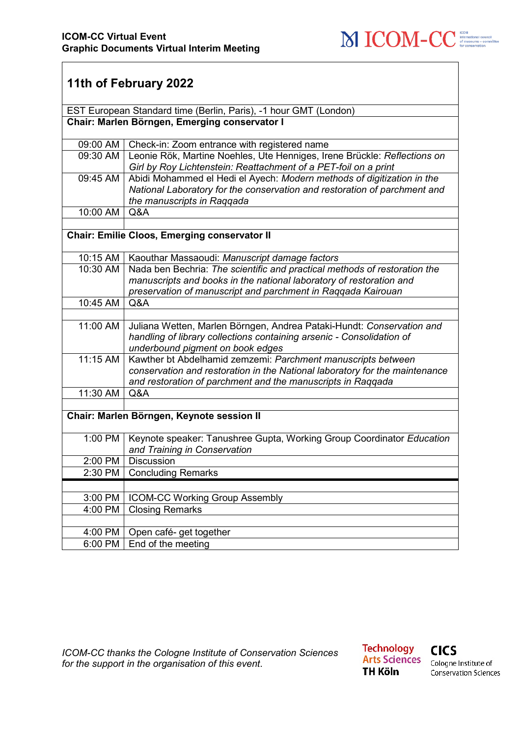## 11th of February 2022

| | |
|---|---|
| EST European Standard time (Berlin, Paris), -1 hour GMT (London) | |
| **Chair: Marlen Börngen, Emerging conservator I** | |
| 09:00 AM | Check-in: Zoom entrance with registered name |
| 09:30 AM | Leonie Rök, Martine Noehles, Ute Henniges, Irene Brückle: *Reflections on Girl by Roy Lichtenstein: Reattachment of a PET-foil on a print* |
| 09:45 AM | Abidi Mohammed el Hedi el Ayech: *Modern methods of digitization in the National Laboratory for the conservation and restoration of parchment and the manuscripts in Raqqada* |
| 10:00 AM | Q&A |
| | |
| **Chair: Emilie Cloos, Emerging conservator II** | |
| 10:15 AM | Kaouthar Massaoudi: *Manuscript damage factors* |
| 10:30 AM | Nada ben Bechria: *The scientific and practical methods of restoration the manuscripts and books in the national laboratory of restoration and preservation of manuscript and parchment in Raqqada Kairouan* |
| 10:45 AM | Q&A |
| | |
| 11:00 AM | Juliana Wetten, Marlen Börngen, Andrea Pataki-Hundt: *Conservation and handling of library collections containing arsenic - Consolidation of underbound pigment on book edges* |
| 11:15 AM | Kawther bt Abdelhamid zemzemi: *Parchment manuscripts between conservation and restoration in the National laboratory for the maintenance and restoration of parchment and the manuscripts in Raqqada* |
| 11:30 AM | Q&A |
| | |
| **Chair: Marlen Börngen, Keynote session II** | |
| 1:00 PM | Keynote speaker: Tanushree Gupta, Working Group Coordinator *Education and Training in Conservation* |
| 2:00 PM | Discussion |
| 2:30 PM | Concluding Remarks |
| | |
| 3:00 PM | ICOM-CC Working Group Assembly |
| 4:00 PM | Closing Remarks |
| | |
| 4:00 PM | Open café- get together |
| 6:00 PM | End of the meeting |

*ICOM-CC thanks the Cologne Institute of Conservation Sciences for the support in the organisation of this event.*

Technology Arts Sciences TH Köln

CICS Cologne Institute of Conservation Sciences